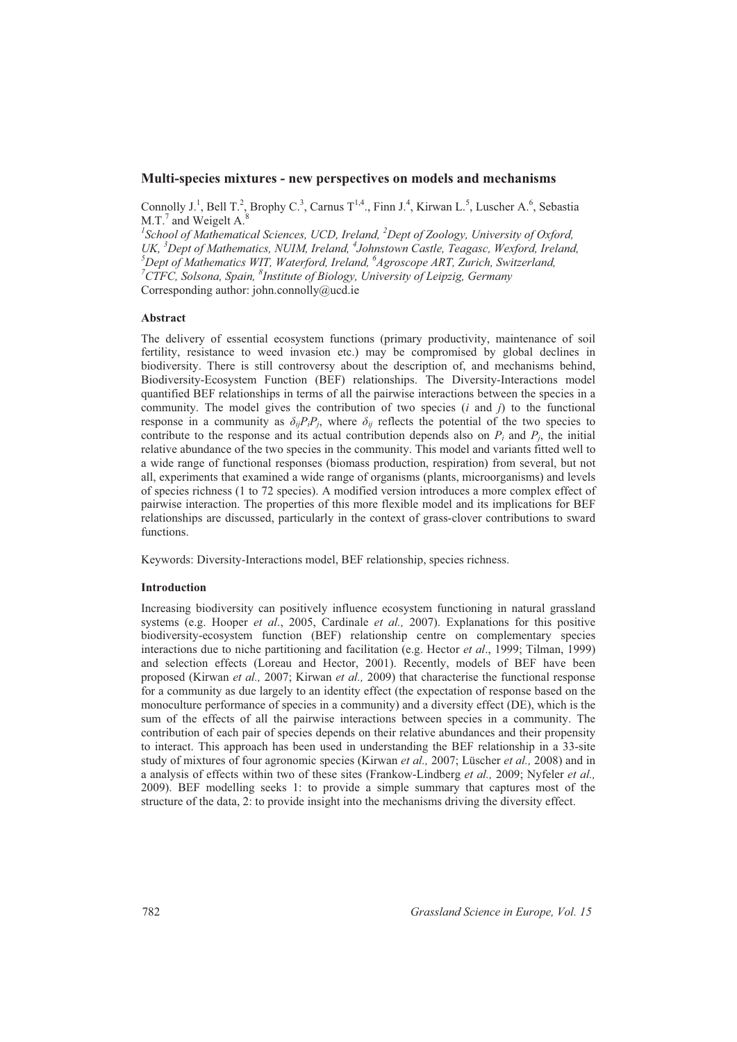# Multi-species mixtures - new perspectives on models and mechanisms

Connolly J.[1], Bell T.[2], Brophy C.[3], Carnus T[1,4]., Finn J.[4], Kirwan L.[5], Luscher A.[6], Sebastia M.T.[7] and Weigelt A.[8]

[1]*School of Mathematical Sciences, UCD, Ireland,* [2]*Dept of Zoology, University of Oxford, UK,* [3]*Dept of Mathematics, NUIM, Ireland,* [4]*Johnstown Castle, Teagasc, Wexford, Ireland,* [5]*Dept of Mathematics WIT, Waterford, Ireland,* [6]*Agroscope ART, Zurich, Switzerland,* [7]*CTFC, Solsona, Spain,* [8]*Institute of Biology, University of Leipzig, Germany*

Corresponding author: john.connolly@ucd.ie

### Abstract

The delivery of essential ecosystem functions (primary productivity, maintenance of soil fertility, resistance to weed invasion etc.) may be compromised by global declines in biodiversity. There is still controversy about the description of, and mechanisms behind, Biodiversity-Ecosystem Function (BEF) relationships. The Diversity-Interactions model quantified BEF relationships in terms of all the pairwise interactions between the species in a community. The model gives the contribution of two species ($i$ and $j$) to the functional response in a community as $\delta_{ij}P_iP_j$, where $\delta_{ij}$ reflects the potential of the two species to contribute to the response and its actual contribution depends also on $P_i$ and $P_j$, the initial relative abundance of the two species in the community. This model and variants fitted well to a wide range of functional responses (biomass production, respiration) from several, but not all, experiments that examined a wide range of organisms (plants, microorganisms) and levels of species richness (1 to 72 species). A modified version introduces a more complex effect of pairwise interaction. The properties of this more flexible model and its implications for BEF relationships are discussed, particularly in the context of grass-clover contributions to sward functions.

Keywords: Diversity-Interactions model, BEF relationship, species richness.

### Introduction

Increasing biodiversity can positively influence ecosystem functioning in natural grassland systems (e.g. Hooper *et al*., 2005, Cardinale *et al.,* 2007). Explanations for this positive biodiversity-ecosystem function (BEF) relationship centre on complementary species interactions due to niche partitioning and facilitation (e.g. Hector *et al*., 1999; Tilman, 1999) and selection effects (Loreau and Hector, 2001). Recently, models of BEF have been proposed (Kirwan *et al.,* 2007; Kirwan *et al.,* 2009) that characterise the functional response for a community as due largely to an identity effect (the expectation of response based on the monoculture performance of species in a community) and a diversity effect (DE), which is the sum of the effects of all the pairwise interactions between species in a community. The contribution of each pair of species depends on their relative abundances and their propensity to interact. This approach has been used in understanding the BEF relationship in a 33-site study of mixtures of four agronomic species (Kirwan *et al.,* 2007; Lüscher *et al.,* 2008) and in a analysis of effects within two of these sites (Frankow-Lindberg *et al.,* 2009; Nyfeler *et al.,* 2009). BEF modelling seeks 1: to provide a simple summary that captures most of the structure of the data, 2: to provide insight into the mechanisms driving the diversity effect.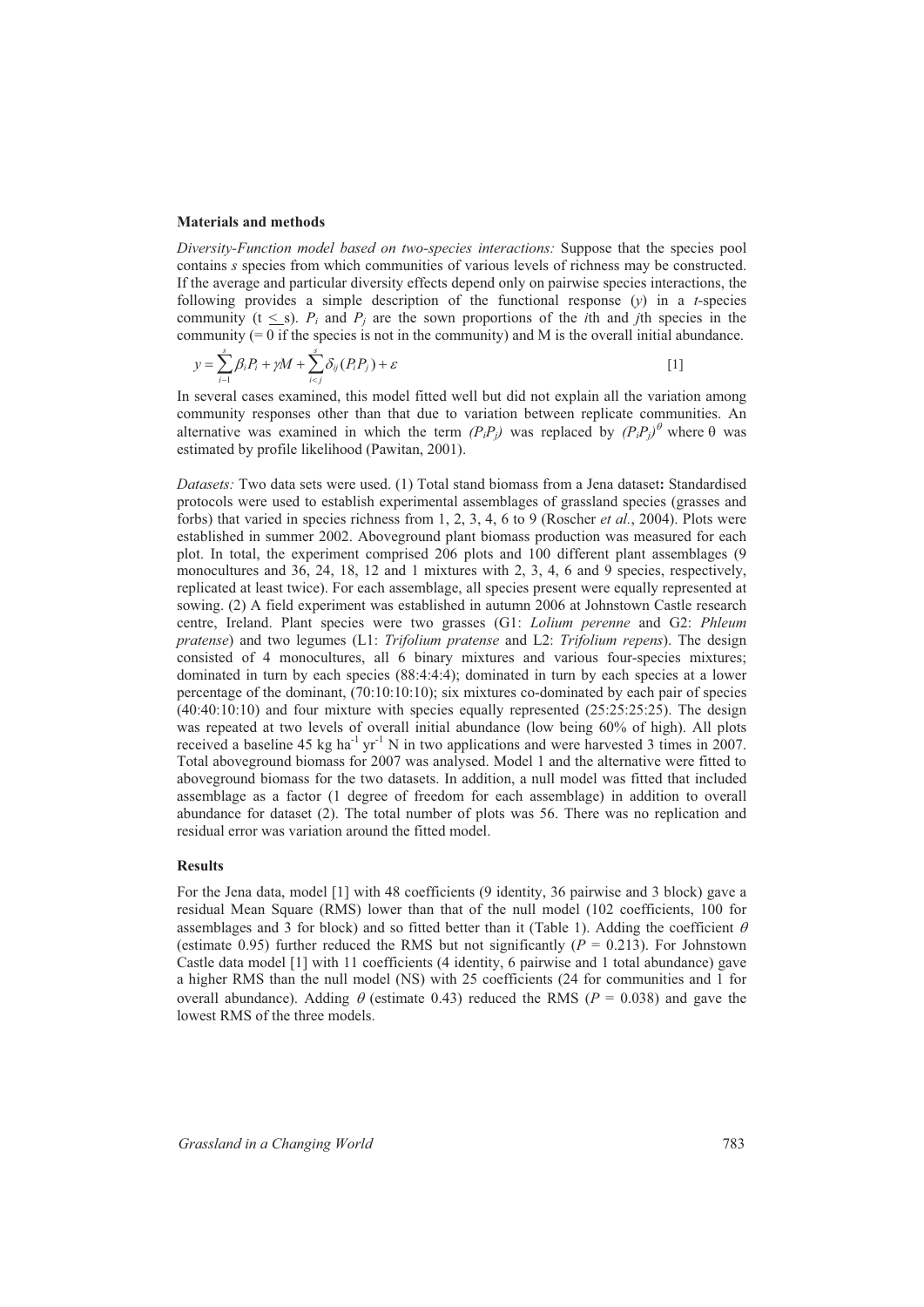### Materials and methods

*Diversity-Function model based on two-species interactions:* Suppose that the species pool contains *s* species from which communities of various levels of richness may be constructed. If the average and particular diversity effects depend only on pairwise species interactions, the following provides a simple description of the functional response ($y$) in a *t*-species community ($t \leq s$). $P_i$ and $P_j$ are the sown proportions of the *i*th and *j*th species in the community (= 0 if the species is not in the community) and M is the overall initial abundance.

$$y = \sum_{i=1}^{s} \beta_i P_i + \gamma M + \sum_{i<j}^{s} \delta_{ij} (P_i P_j) + \varepsilon \qquad [1]$$

In several cases examined, this model fitted well but did not explain all the variation among community responses other than that due to variation between replicate communities. An alternative was examined in which the term $(P_i P_j)$ was replaced by $(P_i P_j)^{\theta}$ where θ was estimated by profile likelihood (Pawitan, 2001).

*Datasets:* Two data sets were used. (1) Total stand biomass from a Jena dataset**:** Standardised protocols were used to establish experimental assemblages of grassland species (grasses and forbs) that varied in species richness from 1, 2, 3, 4, 6 to 9 (Roscher *et al.*, 2004). Plots were established in summer 2002. Aboveground plant biomass production was measured for each plot. In total, the experiment comprised 206 plots and 100 different plant assemblages (9 monocultures and 36, 24, 18, 12 and 1 mixtures with 2, 3, 4, 6 and 9 species, respectively, replicated at least twice). For each assemblage, all species present were equally represented at sowing. (2) A field experiment was established in autumn 2006 at Johnstown Castle research centre, Ireland. Plant species were two grasses (G1: *Lolium perenne* and G2: *Phleum pratense*) and two legumes (L1: *Trifolium pratense* and L2: *Trifolium repens*). The design consisted of 4 monocultures, all 6 binary mixtures and various four-species mixtures; dominated in turn by each species (88:4:4:4); dominated in turn by each species at a lower percentage of the dominant, (70:10:10:10); six mixtures co-dominated by each pair of species (40:40:10:10) and four mixture with species equally represented (25:25:25:25). The design was repeated at two levels of overall initial abundance (low being 60% of high). All plots received a baseline 45 kg ha$^{-1}$ yr$^{-1}$ N in two applications and were harvested 3 times in 2007. Total aboveground biomass for 2007 was analysed. Model 1 and the alternative were fitted to aboveground biomass for the two datasets. In addition, a null model was fitted that included assemblage as a factor (1 degree of freedom for each assemblage) in addition to overall abundance for dataset (2). The total number of plots was 56. There was no replication and residual error was variation around the fitted model.

### Results

For the Jena data, model [1] with 48 coefficients (9 identity, 36 pairwise and 3 block) gave a residual Mean Square (RMS) lower than that of the null model (102 coefficients, 100 for assemblages and 3 for block) and so fitted better than it (Table 1). Adding the coefficient $\theta$ (estimate 0.95) further reduced the RMS but not significantly ($P$ = 0.213). For Johnstown Castle data model [1] with 11 coefficients (4 identity, 6 pairwise and 1 total abundance) gave a higher RMS than the null model (NS) with 25 coefficients (24 for communities and 1 for overall abundance). Adding $\theta$ (estimate 0.43) reduced the RMS ($P$ = 0.038) and gave the lowest RMS of the three models.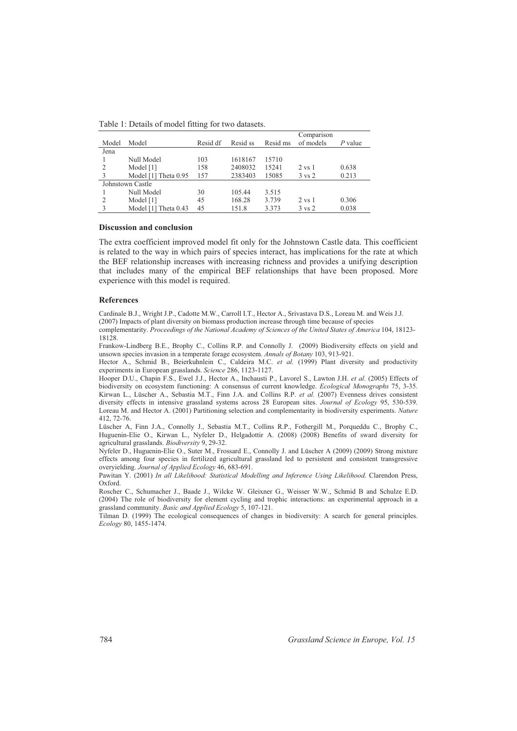Table 1: Details of model fitting for two datasets.

| Model | Model | Resid df | Resid ss | Resid ms | Comparison of models | *P* value |
|---|---|---|---|---|---|---|
| Jena | | | | | | |
| 1 | Null Model | 103 | 1618167 | 15710 | | |
| 2 | Model [1] | 158 | 2408032 | 15241 | 2 vs 1 | 0.638 |
| 3 | Model [1] Theta 0.95 | 157 | 2383403 | 15085 | 3 vs 2 | 0.213 |
| Johnstown Castle | | | | | | |
| 1 | Null Model | 30 | 105.44 | 3.515 | | |
| 2 | Model [1] | 45 | 168.28 | 3.739 | 2 vs 1 | 0.306 |
| 3 | Model [1] Theta 0.43 | 45 | 151.8 | 3.373 | 3 vs 2 | 0.038 |

**Discussion and conclusion**

The extra coefficient improved model fit only for the Johnstown Castle data. This coefficient is related to the way in which pairs of species interact, has implications for the rate at which the BEF relationship increases with increasing richness and provides a unifying description that includes many of the empirical BEF relationships that have been proposed. More experience with this model is required.

**References**

Cardinale B.J., Wright J.P., Cadotte M.W., Carroll I.T., Hector A., Srivastava D.S., Loreau M. and Weis J.J. (2007) Impacts of plant diversity on biomass production increase through time because of species complementarity. *Proceedings of the National Academy of Sciences of the United States of America* 104, 18123-18128.

Frankow-Lindberg B.E., Brophy C., Collins R.P. and Connolly J. (2009) Biodiversity effects on yield and unsown species invasion in a temperate forage ecosystem. *Annals of Botany* 103, 913-921.

Hector A., Schmid B., Beierkuhnlein C., Caldeira M.C. *et al.* (1999) Plant diversity and productivity experiments in European grasslands. *Science* 286, 1123-1127.

Hooper D.U., Chapin F.S., Ewel J.J., Hector A., Inchausti P., Lavorel S., Lawton J.H. *et al.* (2005) Effects of biodiversity on ecosystem functioning: A consensus of current knowledge. *Ecological Monographs* 75, 3-35.

Kirwan L., Lüscher A., Sebastia M.T., Finn J.A. and Collins R.P. *et al.* (2007) Evenness drives consistent diversity effects in intensive grassland systems across 28 European sites. *Journal of Ecology* 95, 530-539.

Loreau M. and Hector A. (2001) Partitioning selection and complementarity in biodiversity experiments. *Nature* 412, 72-76.

Lüscher A, Finn J.A., Connolly J., Sebastia M.T., Collins R.P., Fothergill M., Porqueddu C., Brophy C., Huguenin-Elie O., Kirwan L., Nyfeler D., Helgadottir A. (2008) (2008) Benefits of sward diversity for agricultural grasslands. *Biodiversity* 9, 29-32.

Nyfeler D., Huguenin-Elie O., Suter M., Frossard E., Connolly J. and Lüscher A (2009) (2009) Strong mixture effects among four species in fertilized agricultural grassland led to persistent and consistent transgressive overyielding. *Journal of Applied Ecology* 46, 683-691.

Pawitan Y. (2001) *In all Likelihood: Statistical Modelling and Inference Using Likelihood.* Clarendon Press, Oxford.

Roscher C., Schumacher J., Baade J., Wilcke W. Gleixner G., Weisser W.W., Schmid B and Schulze E.D. (2004) The role of biodiversity for element cycling and trophic interactions: an experimental approach in a grassland community. *Basic and Applied Ecology* 5, 107-121.

Tilman D. (1999) The ecological consequences of changes in biodiversity: A search for general principles. *Ecology* 80, 1455-1474.